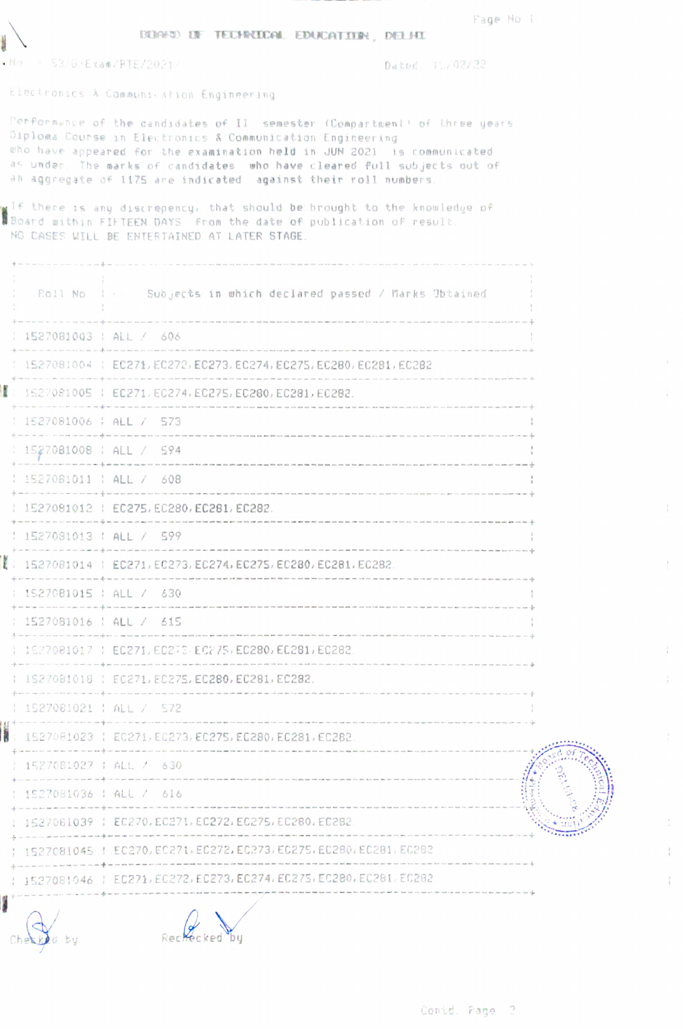# BOARD OF TECHNICAL EDUCATION, DELHI

No. F.53/6/Exam/BTE/2021/ Dated 11/02/22

Electronics & Communication Engineering

Performance of the candidates of II semester (Compartment) of three years Diploma Course in Electronics & Communication Engineering who have appeared for the examination held in JUN 2021 is communicated as under. The marks of candidates who have cleared full subjects out of an aggregate of 1175 are indicated against their roll numbers.

If there is any discrepency, that should be brought to the knowledge of Board within FIFTEEN DAYS from the date of publication of result. NO CASES WILL BE ENTERTAINED AT LATER STAGE.

| Roll No | Subjects in which declared passed / Marks Obtained |
|---|---|
| 1527081003 | ALL / 606 |
| 1527081004 | EC271,EC272,EC273,EC274,EC275,EC280,EC281,EC282 |
| 1527081005 | EC271,EC274,EC275,EC280,EC281,EC282 |
| 1527081006 | ALL / 573 |
| 1527081008 | ALL / 594 |
| 1527081011 | ALL / 608 |
| 1527081012 | EC275,EC280,EC281,EC282 |
| 1527081013 | ALL / 599 |
| 1527081014 | EC271,EC273,EC274,EC275,EC280,EC281,EC282 |
| 1527081015 | ALL / 630 |
| 1527081016 | ALL / 615 |
| 1527081017 | EC271,EC273,EC275,EC280,EC281,EC282 |
| 1527081018 | EC271,EC275,EC280,EC281,EC282 |
| 1527081021 | ALL / 572 |
| 1527081023 | EC271,EC273,EC275,EC280,EC281,EC282 |
| 1527081027 | ALL / 630 |
| 1527081036 | ALL / 616 |
| 1527081039 | EC270,EC271,EC272,EC275,EC280,EC282 |
| 1527081045 | EC270,EC271,EC272,EC273,EC275,EC280,EC281,EC282 |
| 1527081046 | EC271,EC272,EC273,EC274,EC275,EC280,EC281,EC282 |

Checked by Rechecked by

Contd. Page 2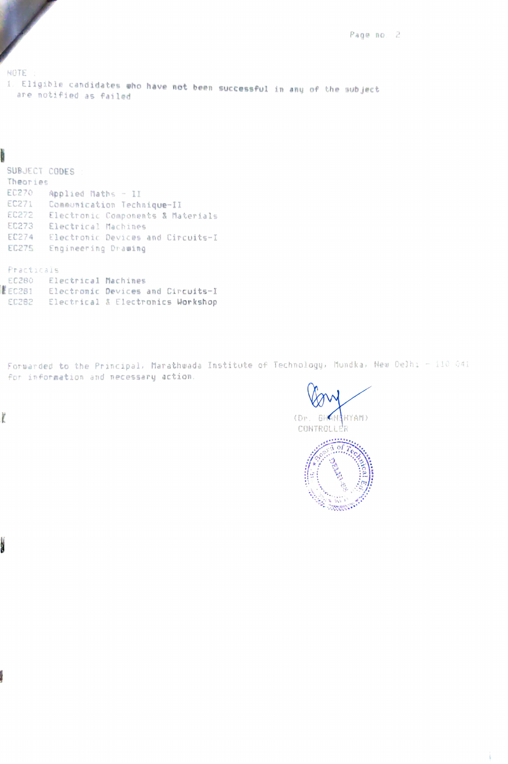NOTE :

1. Eligible candidates who have not been successful in any of the subject are notified as failed

SUBJECT CODES :

Theories

| | |
|---|---|
| EC270 | Applied Maths - II |
| EC271 | Communication Technique-II |
| EC272 | Electronic Components & Materials |
| EC273 | Electrical Machines |
| EC274 | Electronic Devices and Circuits-I |
| EC275 | Engineering Drawing |

Practicals

| | |
|---|---|
| EC280 | Electrical Machines |
| EC281 | Electronic Devices and Circuits-I |
| EC282 | Electrical & Electronics Workshop |

Forwarded to the Principal, Marathwada Institute of Technology, Mundka, New Delhi - 110 041 for information and necessary action.

(Dr. GHANSHYAM)
CONTROLLER